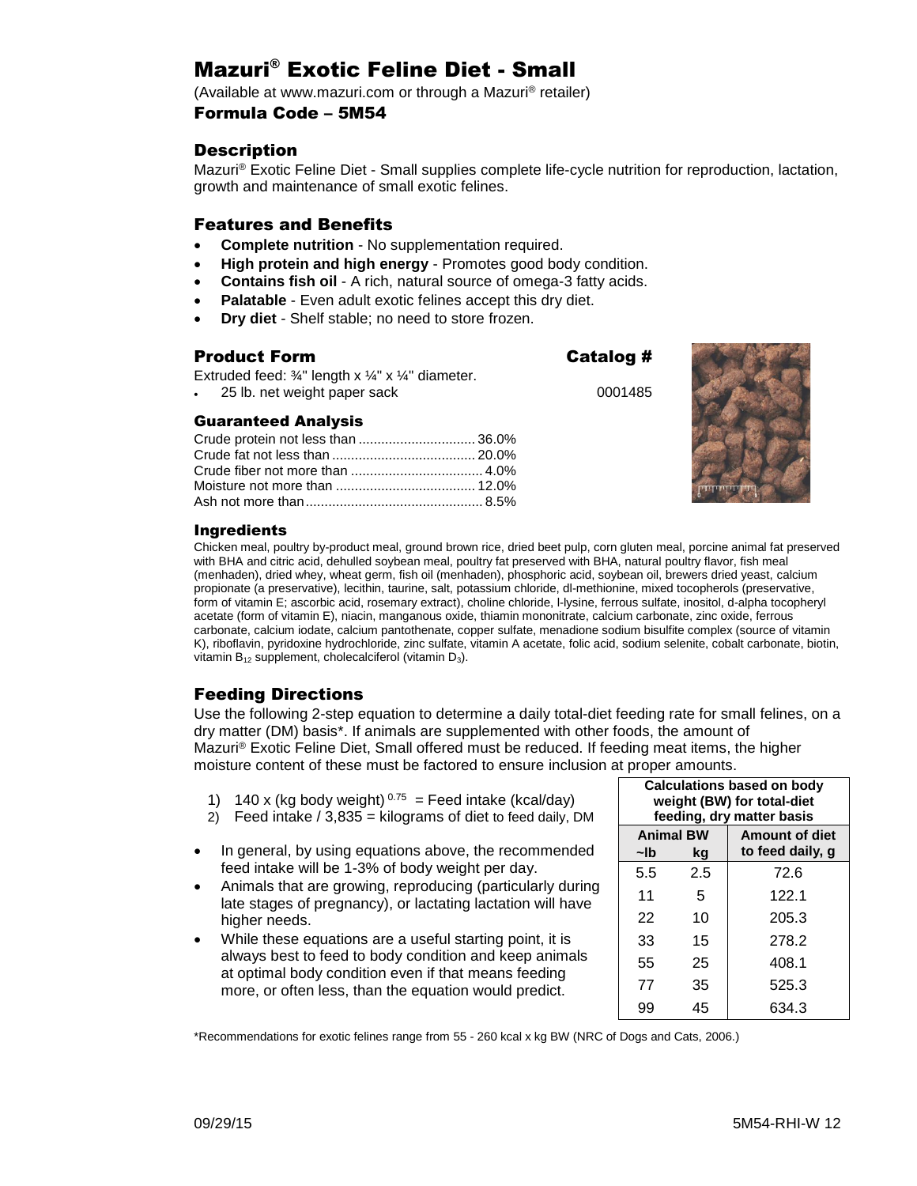# Mazuri® Exotic Feline Diet - Small

(Available at www.mazuri.com or through a Mazuri® retailer)

### Formula Code – 5M54

## Description

Mazuri® Exotic Feline Diet - Small supplies complete life-cycle nutrition for reproduction, lactation, growth and maintenance of small exotic felines.

## Features and Benefits

- **Complete nutrition** - No supplementation required.
- **High protein and high energy** - Promotes good body condition.
- **Contains fish oil** - A rich, natural source of omega-3 fatty acids.
- **Palatable** - Even adult exotic felines accept this dry diet.
- **Dry diet** - Shelf stable; no need to store frozen.

## Product Form

Extruded feed: ¾" length x ¼" x ¼" diameter.

| Product Form | Catalog # |
|---|---|
| 25 lb. net weight paper sack | 0001485 |

### Guaranteed Analysis

| | |
|---|---|
| Crude protein not less than | 36.0% |
| Crude fat not less than | 20.0% |
| Crude fiber not more than | 4.0% |
| Moisture not more than | 12.0% |
| Ash not more than | 8.5% |

### Ingredients

Chicken meal, poultry by-product meal, ground brown rice, dried beet pulp, corn gluten meal, porcine animal fat preserved with BHA and citric acid, dehulled soybean meal, poultry fat preserved with BHA, natural poultry flavor, fish meal (menhaden), dried whey, wheat germ, fish oil (menhaden), phosphoric acid, soybean oil, brewers dried yeast, calcium propionate (a preservative), lecithin, taurine, salt, potassium chloride, dl-methionine, mixed tocopherols (preservative, form of vitamin E; ascorbic acid, rosemary extract), choline chloride, l-lysine, ferrous sulfate, inositol, d-alpha tocopheryl acetate (form of vitamin E), niacin, manganous oxide, thiamin mononitrate, calcium carbonate, zinc oxide, ferrous carbonate, calcium iodate, calcium pantothenate, copper sulfate, menadione sodium bisulfite complex (source of vitamin K), riboflavin, pyridoxine hydrochloride, zinc sulfate, vitamin A acetate, folic acid, sodium selenite, cobalt carbonate, biotin, vitamin $B_{12}$ supplement, cholecalciferol (vitamin $D_3$).

## Feeding Directions

Use the following 2-step equation to determine a daily total-diet feeding rate for small felines, on a dry matter (DM) basis*. If animals are supplemented with other foods, the amount of Mazuri® Exotic Feline Diet, Small offered must be reduced. If feeding meat items, the higher moisture content of these must be factored to ensure inclusion at proper amounts.

1) $140 \times (\text{kg body weight})^{0.75}$ = Feed intake (kcal/day)
2) Feed intake / 3,835 = kilograms of diet to feed daily, DM

- In general, by using equations above, the recommended feed intake will be 1-3% of body weight per day.
- Animals that are growing, reproducing (particularly during late stages of pregnancy), or lactating lactation will have higher needs.
- While these equations are a useful starting point, it is always best to feed to body condition and keep animals at optimal body condition even if that means feeding more, or often less, than the equation would predict.

| Calculations based on body weight (BW) for total-diet feeding, dry matter basis | | |
|---|---|---|
| Animal BW | | Amount of diet to feed daily, g |
| ~lb | kg | |
| 5.5 | 2.5 | 72.6 |
| 11 | 5 | 122.1 |
| 22 | 10 | 205.3 |
| 33 | 15 | 278.2 |
| 55 | 25 | 408.1 |
| 77 | 35 | 525.3 |
| 99 | 45 | 634.3 |

*Recommendations for exotic felines range from 55 - 260 kcal x kg BW (NRC of Dogs and Cats, 2006.)

09/29/15 5M54-RHI-W 12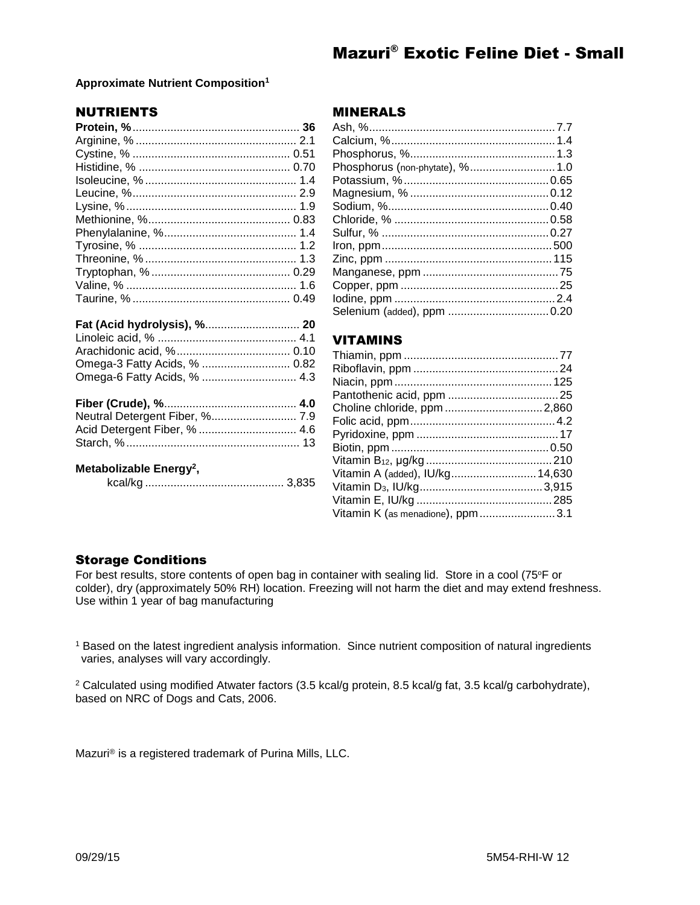# Mazuri® Exotic Feline Diet - Small

**Approximate Nutrient Composition[1]**

## NUTRIENTS

| | |
|---|---|
| **Protein, %** | **36** |
| Arginine, % | 2.1 |
| Cystine, % | 0.51 |
| Histidine, % | 0.70 |
| Isoleucine, % | 1.4 |
| Leucine, % | 2.9 |
| Lysine, % | 1.9 |
| Methionine, % | 0.83 |
| Phenylalanine, % | 1.4 |
| Tyrosine, % | 1.2 |
| Threonine, % | 1.3 |
| Tryptophan, % | 0.29 |
| Valine, % | 1.6 |
| Taurine, % | 0.49 |
| **Fat (Acid hydrolysis), %** | **20** |
| Linoleic acid, % | 4.1 |
| Arachidonic acid, % | 0.10 |
| Omega-3 Fatty Acids, % | 0.82 |
| Omega-6 Fatty Acids, % | 4.3 |
| **Fiber (Crude), %** | **4.0** |
| Neutral Detergent Fiber, % | 7.9 |
| Acid Detergent Fiber, % | 4.6 |
| Starch, % | 13 |
| **Metabolizable Energy[2],** kcal/kg | 3,835 |

## MINERALS

| | |
|---|---|
| Ash, % | 7.7 |
| Calcium, % | 1.4 |
| Phosphorus, % | 1.3 |
| Phosphorus (non-phytate), % | 1.0 |
| Potassium, % | 0.65 |
| Magnesium, % | 0.12 |
| Sodium, % | 0.40 |
| Chloride, % | 0.58 |
| Sulfur, % | 0.27 |
| Iron, ppm | 500 |
| Zinc, ppm | 115 |
| Manganese, ppm | 75 |
| Copper, ppm | 25 |
| Iodine, ppm | 2.4 |
| Selenium (added), ppm | 0.20 |

## VITAMINS

| | |
|---|---|
| Thiamin, ppm | 77 |
| Riboflavin, ppm | 24 |
| Niacin, ppm | 125 |
| Pantothenic acid, ppm | 25 |
| Choline chloride, ppm | 2,860 |
| Folic acid, ppm | 4.2 |
| Pyridoxine, ppm | 17 |
| Biotin, ppm | 0.50 |
| Vitamin $B_{12}$, µg/kg | 210 |
| Vitamin A (added), IU/kg | 14,630 |
| Vitamin $D_3$, IU/kg | 3,915 |
| Vitamin E, IU/kg | 285 |
| Vitamin K (as menadione), ppm | 3.1 |

## Storage Conditions

For best results, store contents of open bag in container with sealing lid. Store in a cool (75°F or colder), dry (approximately 50% RH) location. Freezing will not harm the diet and may extend freshness. Use within 1 year of bag manufacturing

[1] Based on the latest ingredient analysis information. Since nutrient composition of natural ingredients varies, analyses will vary accordingly.

[2] Calculated using modified Atwater factors (3.5 kcal/g protein, 8.5 kcal/g fat, 3.5 kcal/g carbohydrate), based on NRC of Dogs and Cats, 2006.

Mazuri® is a registered trademark of Purina Mills, LLC.

09/29/15 5M54-RHI-W 12